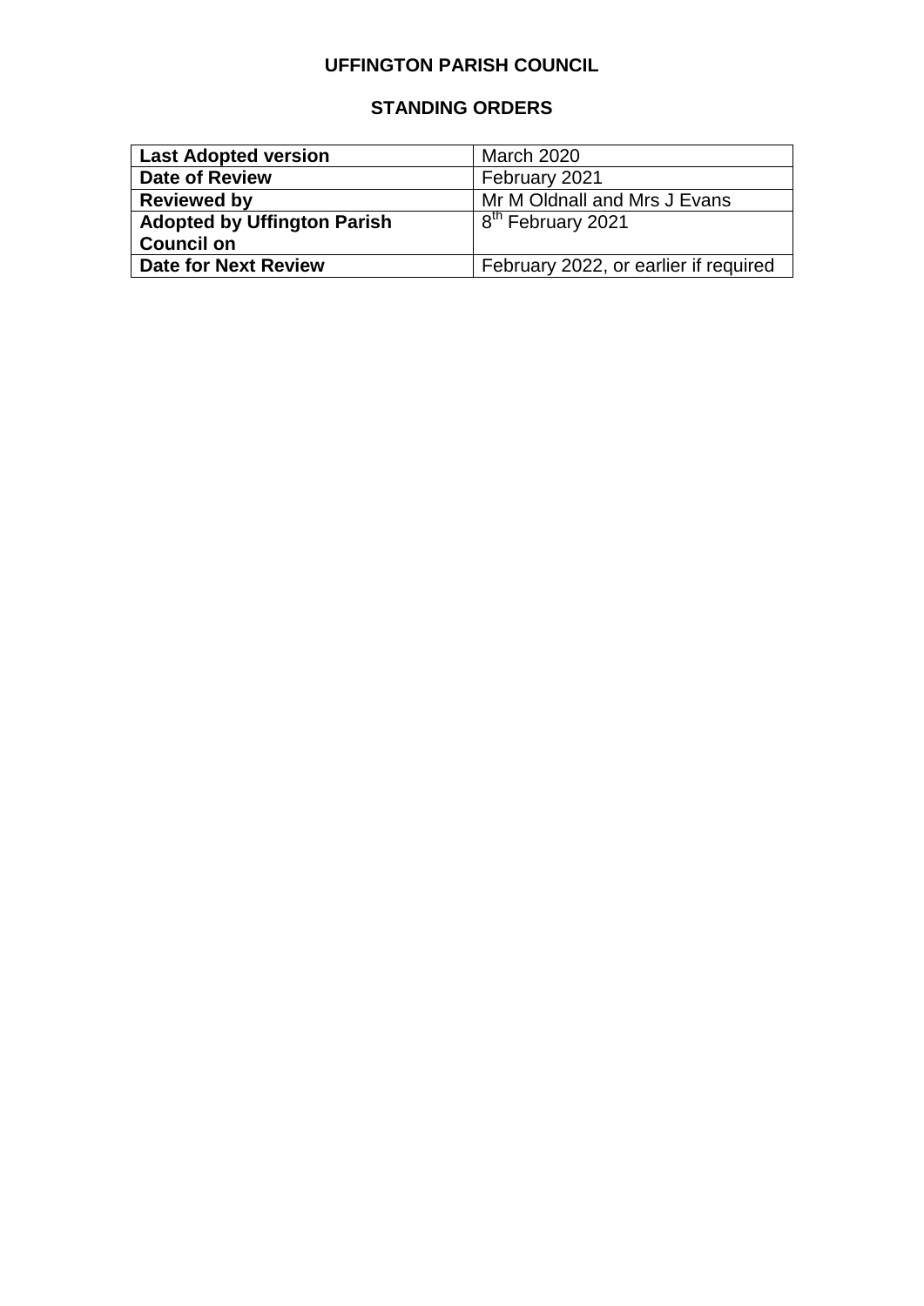# UFFINGTON PARISH COUNCIL

## STANDING ORDERS

| **Last Adopted version** | March 2020 |
| --- | --- |
| **Date of Review** | February 2021 |
| **Reviewed by** | Mr M Oldnall and Mrs J Evans |
| **Adopted by Uffington Parish Council on** | 8th February 2021 |
| **Date for Next Review** | February 2022, or earlier if required |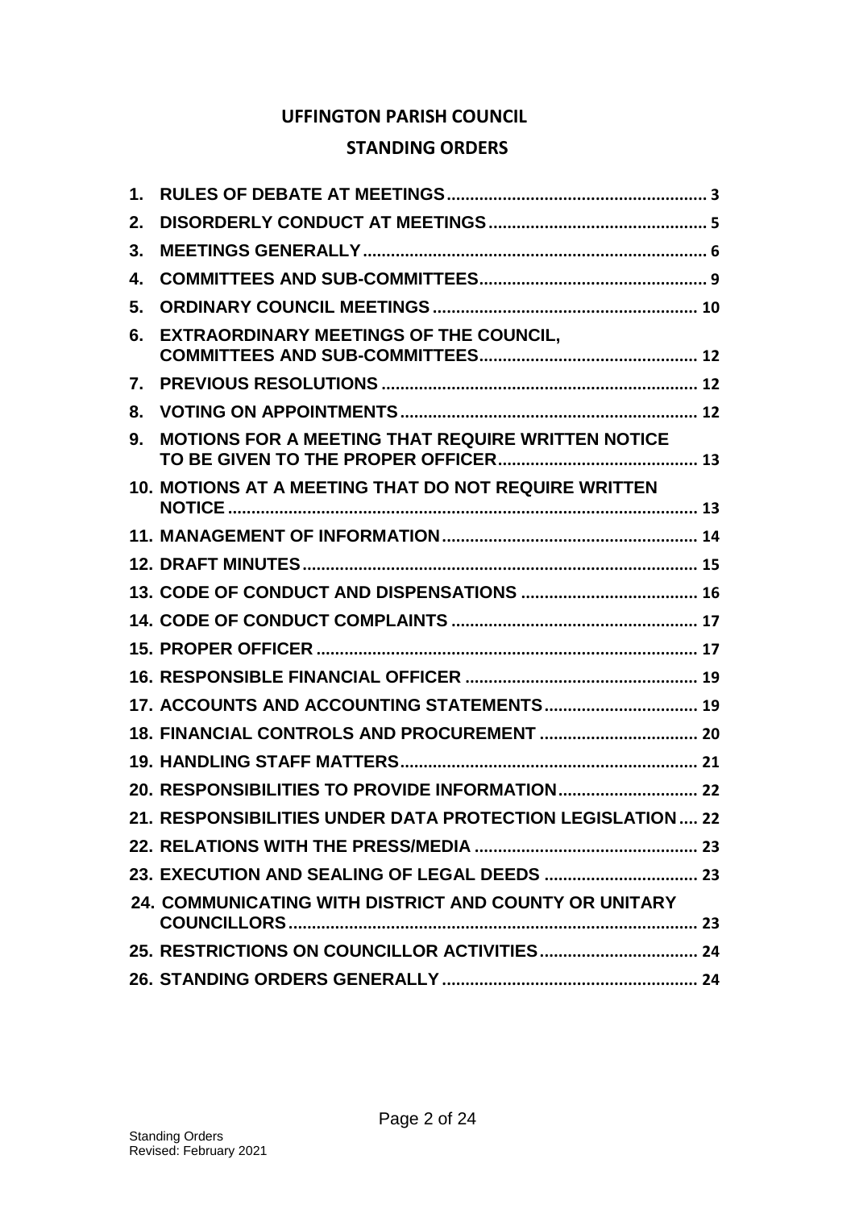# UFFINGTON PARISH COUNCIL

## STANDING ORDERS

1. RULES OF DEBATE AT MEETINGS ........ 3
2. DISORDERLY CONDUCT AT MEETINGS ........ 5
3. MEETINGS GENERALLY ........ 6
4. COMMITTEES AND SUB-COMMITTEES ........ 9
5. ORDINARY COUNCIL MEETINGS ........ 10
6. EXTRAORDINARY MEETINGS OF THE COUNCIL, COMMITTEES AND SUB-COMMITTEES ........ 12
7. PREVIOUS RESOLUTIONS ........ 12
8. VOTING ON APPOINTMENTS ........ 12
9. MOTIONS FOR A MEETING THAT REQUIRE WRITTEN NOTICE TO BE GIVEN TO THE PROPER OFFICER ........ 13
10. MOTIONS AT A MEETING THAT DO NOT REQUIRE WRITTEN NOTICE ........ 13
11. MANAGEMENT OF INFORMATION ........ 14
12. DRAFT MINUTES ........ 15
13. CODE OF CONDUCT AND DISPENSATIONS ........ 16
14. CODE OF CONDUCT COMPLAINTS ........ 17
15. PROPER OFFICER ........ 17
16. RESPONSIBLE FINANCIAL OFFICER ........ 19
17. ACCOUNTS AND ACCOUNTING STATEMENTS ........ 19
18. FINANCIAL CONTROLS AND PROCUREMENT ........ 20
19. HANDLING STAFF MATTERS ........ 21
20. RESPONSIBILITIES TO PROVIDE INFORMATION ........ 22
21. RESPONSIBILITIES UNDER DATA PROTECTION LEGISLATION ........ 22
22. RELATIONS WITH THE PRESS/MEDIA ........ 23
23. EXECUTION AND SEALING OF LEGAL DEEDS ........ 23
24. COMMUNICATING WITH DISTRICT AND COUNTY OR UNITARY COUNCILLORS ........ 23
25. RESTRICTIONS ON COUNCILLOR ACTIVITIES ........ 24
26. STANDING ORDERS GENERALLY ........ 24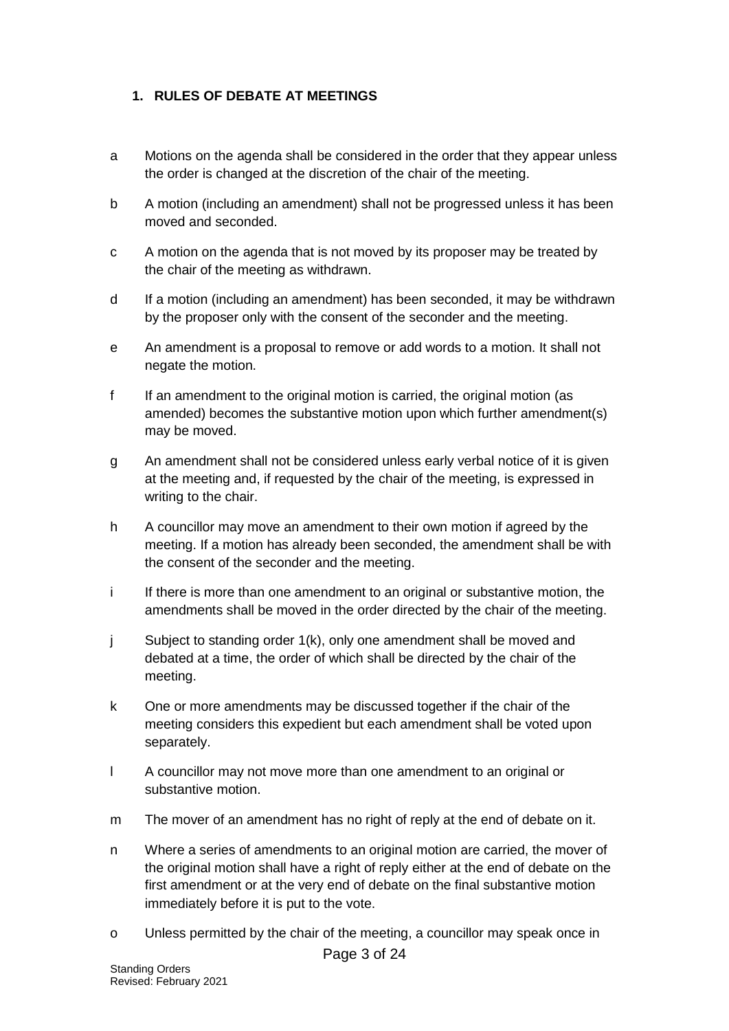## 1. RULES OF DEBATE AT MEETINGS

a Motions on the agenda shall be considered in the order that they appear unless the order is changed at the discretion of the chair of the meeting.

b A motion (including an amendment) shall not be progressed unless it has been moved and seconded.

c A motion on the agenda that is not moved by its proposer may be treated by the chair of the meeting as withdrawn.

d If a motion (including an amendment) has been seconded, it may be withdrawn by the proposer only with the consent of the seconder and the meeting.

e An amendment is a proposal to remove or add words to a motion. It shall not negate the motion.

f If an amendment to the original motion is carried, the original motion (as amended) becomes the substantive motion upon which further amendment(s) may be moved.

g An amendment shall not be considered unless early verbal notice of it is given at the meeting and, if requested by the chair of the meeting, is expressed in writing to the chair.

h A councillor may move an amendment to their own motion if agreed by the meeting. If a motion has already been seconded, the amendment shall be with the consent of the seconder and the meeting.

i If there is more than one amendment to an original or substantive motion, the amendments shall be moved in the order directed by the chair of the meeting.

j Subject to standing order 1(k), only one amendment shall be moved and debated at a time, the order of which shall be directed by the chair of the meeting.

k One or more amendments may be discussed together if the chair of the meeting considers this expedient but each amendment shall be voted upon separately.

l A councillor may not move more than one amendment to an original or substantive motion.

m The mover of an amendment has no right of reply at the end of debate on it.

n Where a series of amendments to an original motion are carried, the mover of the original motion shall have a right of reply either at the end of debate on the first amendment or at the very end of debate on the final substantive motion immediately before it is put to the vote.

o Unless permitted by the chair of the meeting, a councillor may speak once in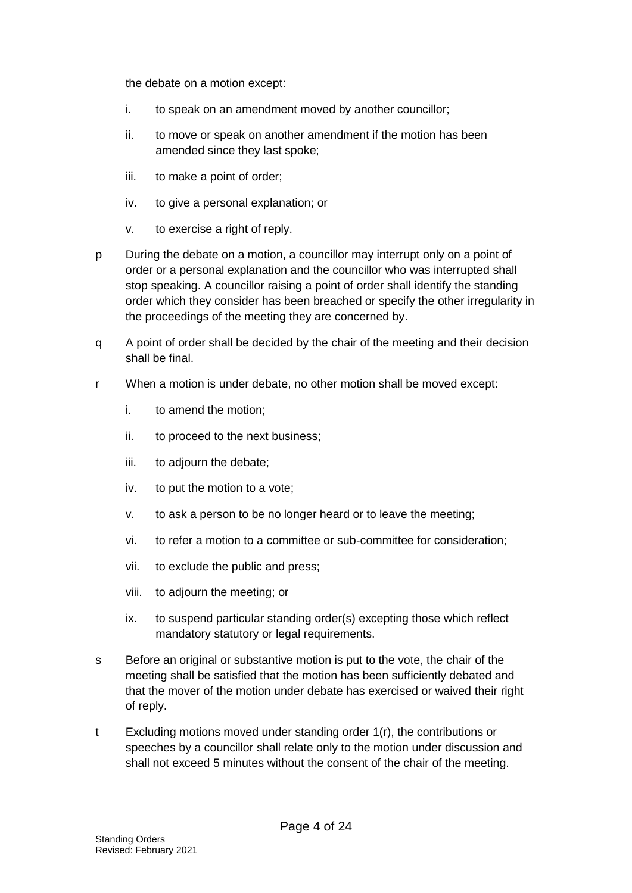the debate on a motion except:

i. to speak on an amendment moved by another councillor;

ii. to move or speak on another amendment if the motion has been amended since they last spoke;

iii. to make a point of order;

iv. to give a personal explanation; or

v. to exercise a right of reply.

p During the debate on a motion, a councillor may interrupt only on a point of order or a personal explanation and the councillor who was interrupted shall stop speaking. A councillor raising a point of order shall identify the standing order which they consider has been breached or specify the other irregularity in the proceedings of the meeting they are concerned by.

q A point of order shall be decided by the chair of the meeting and their decision shall be final.

r When a motion is under debate, no other motion shall be moved except:

i. to amend the motion;

ii. to proceed to the next business;

iii. to adjourn the debate;

iv. to put the motion to a vote;

v. to ask a person to be no longer heard or to leave the meeting;

vi. to refer a motion to a committee or sub-committee for consideration;

vii. to exclude the public and press;

viii. to adjourn the meeting; or

ix. to suspend particular standing order(s) excepting those which reflect mandatory statutory or legal requirements.

s Before an original or substantive motion is put to the vote, the chair of the meeting shall be satisfied that the motion has been sufficiently debated and that the mover of the motion under debate has exercised or waived their right of reply.

t Excluding motions moved under standing order 1(r), the contributions or speeches by a councillor shall relate only to the motion under discussion and shall not exceed 5 minutes without the consent of the chair of the meeting.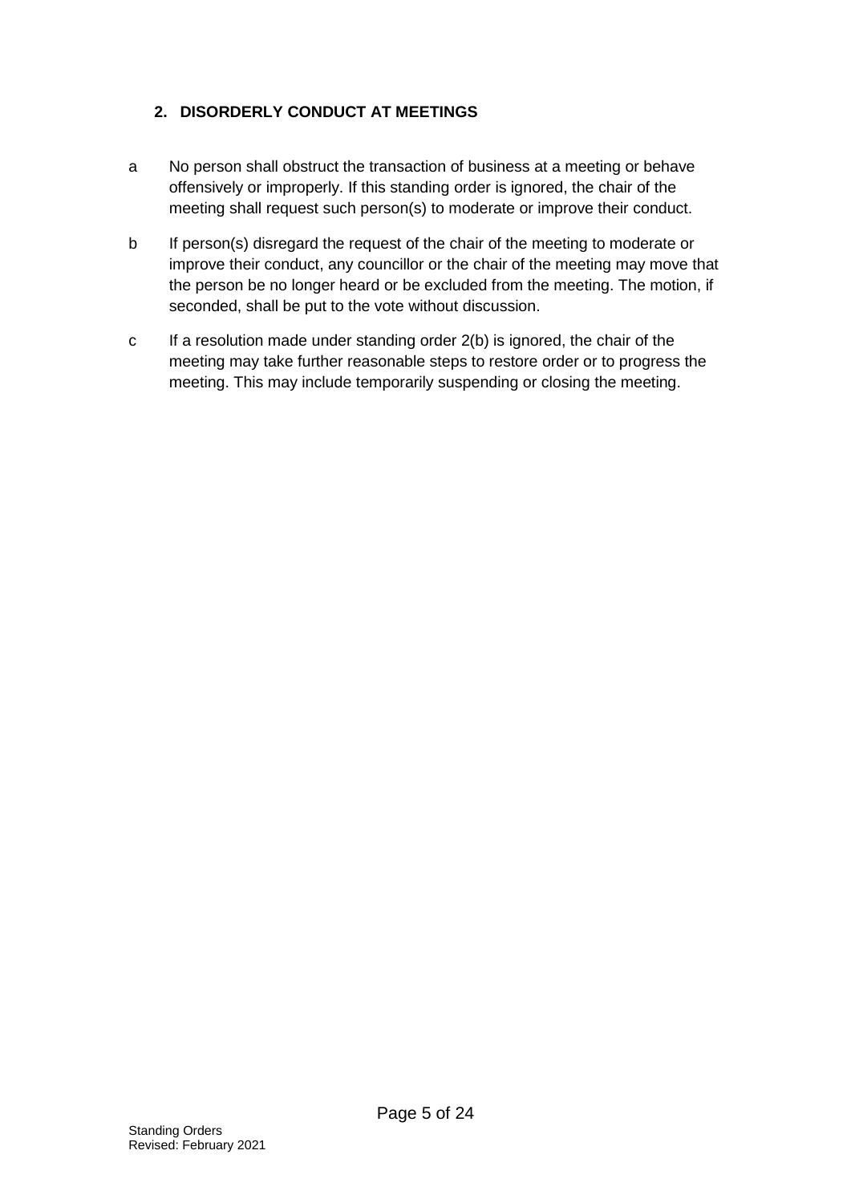## 2. DISORDERLY CONDUCT AT MEETINGS

a No person shall obstruct the transaction of business at a meeting or behave offensively or improperly. If this standing order is ignored, the chair of the meeting shall request such person(s) to moderate or improve their conduct.

b If person(s) disregard the request of the chair of the meeting to moderate or improve their conduct, any councillor or the chair of the meeting may move that the person be no longer heard or be excluded from the meeting. The motion, if seconded, shall be put to the vote without discussion.

c If a resolution made under standing order 2(b) is ignored, the chair of the meeting may take further reasonable steps to restore order or to progress the meeting. This may include temporarily suspending or closing the meeting.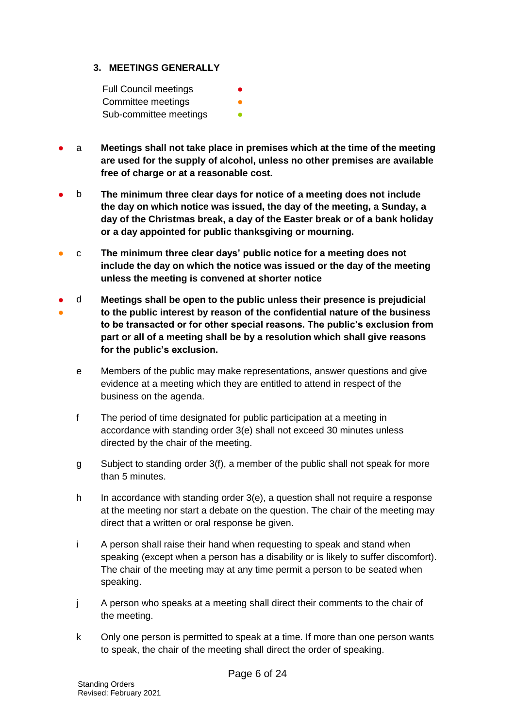### 3. MEETINGS GENERALLY

| | |
|---|---|
| Full Council meetings | ● |
| Committee meetings | ● |
| Sub-committee meetings | ● |

● a **Meetings shall not take place in premises which at the time of the meeting are used for the supply of alcohol, unless no other premises are available free of charge or at a reasonable cost.**

● b **The minimum three clear days for notice of a meeting does not include the day on which notice was issued, the day of the meeting, a Sunday, a day of the Christmas break, a day of the Easter break or of a bank holiday or a day appointed for public thanksgiving or mourning.**

● c **The minimum three clear days' public notice for a meeting does not include the day on which the notice was issued or the day of the meeting unless the meeting is convened at shorter notice**

● ● d **Meetings shall be open to the public unless their presence is prejudicial to the public interest by reason of the confidential nature of the business to be transacted or for other special reasons. The public's exclusion from part or all of a meeting shall be by a resolution which shall give reasons for the public's exclusion.**

e Members of the public may make representations, answer questions and give evidence at a meeting which they are entitled to attend in respect of the business on the agenda.

f The period of time designated for public participation at a meeting in accordance with standing order 3(e) shall not exceed 30 minutes unless directed by the chair of the meeting.

g Subject to standing order 3(f), a member of the public shall not speak for more than 5 minutes.

h In accordance with standing order 3(e), a question shall not require a response at the meeting nor start a debate on the question. The chair of the meeting may direct that a written or oral response be given.

i A person shall raise their hand when requesting to speak and stand when speaking (except when a person has a disability or is likely to suffer discomfort). The chair of the meeting may at any time permit a person to be seated when speaking.

j A person who speaks at a meeting shall direct their comments to the chair of the meeting.

k Only one person is permitted to speak at a time. If more than one person wants to speak, the chair of the meeting shall direct the order of speaking.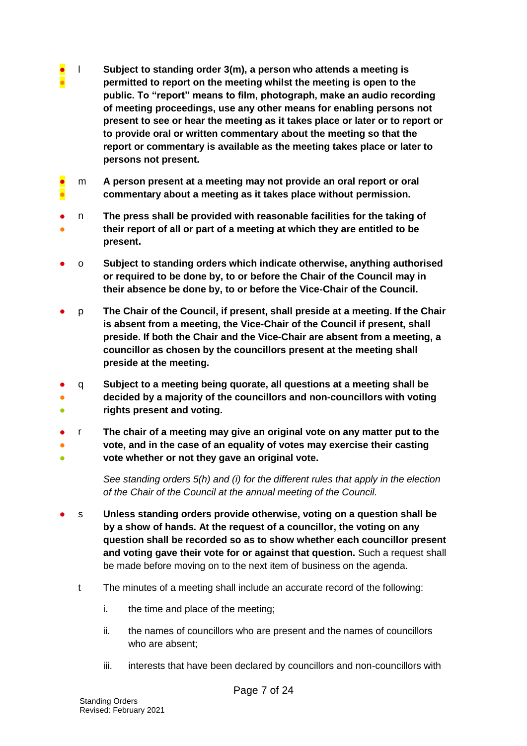- l **Subject to standing order 3(m), a person who attends a meeting is permitted to report on the meeting whilst the meeting is open to the public. To "report" means to film, photograph, make an audio recording of meeting proceedings, use any other means for enabling persons not present to see or hear the meeting as it takes place or later or to report or to provide oral or written commentary about the meeting so that the report or commentary is available as the meeting takes place or later to persons not present.**

- m **A person present at a meeting may not provide an oral report or oral commentary about a meeting as it takes place without permission.**

- n **The press shall be provided with reasonable facilities for the taking of their report of all or part of a meeting at which they are entitled to be present.**

- o **Subject to standing orders which indicate otherwise, anything authorised or required to be done by, to or before the Chair of the Council may in their absence be done by, to or before the Vice-Chair of the Council.**

- p **The Chair of the Council, if present, shall preside at a meeting. If the Chair is absent from a meeting, the Vice-Chair of the Council if present, shall preside. If both the Chair and the Vice-Chair are absent from a meeting, a councillor as chosen by the councillors present at the meeting shall preside at the meeting.**

- q **Subject to a meeting being quorate, all questions at a meeting shall be decided by a majority of the councillors and non-councillors with voting rights present and voting.**

- r **The chair of a meeting may give an original vote on any matter put to the vote, and in the case of an equality of votes may exercise their casting vote whether or not they gave an original vote.**

  *See standing orders 5(h) and (i) for the different rules that apply in the election of the Chair of the Council at the annual meeting of the Council.*

- s **Unless standing orders provide otherwise, voting on a question shall be by a show of hands. At the request of a councillor, the voting on any question shall be recorded so as to show whether each councillor present and voting gave their vote for or against that question.** Such a request shall be made before moving on to the next item of business on the agenda.

- t The minutes of a meeting shall include an accurate record of the following:

  i. the time and place of the meeting;

  ii. the names of councillors who are present and the names of councillors who are absent;

  iii. interests that have been declared by councillors and non-councillors with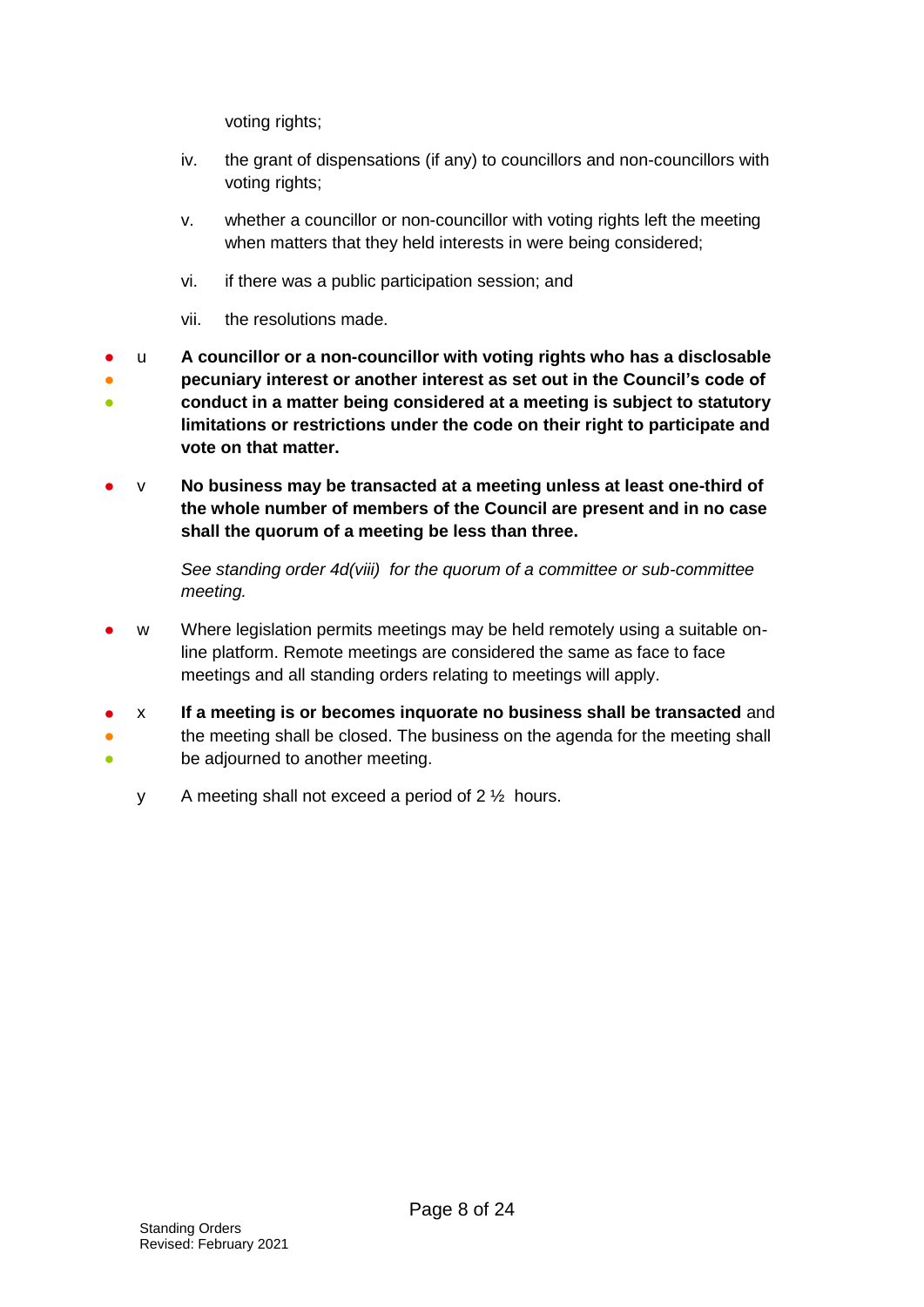voting rights;

iv. the grant of dispensations (if any) to councillors and non-councillors with voting rights;

v. whether a councillor or non-councillor with voting rights left the meeting when matters that they held interests in were being considered;

vi. if there was a public participation session; and

vii. the resolutions made.

● ● ● u **A councillor or a non-councillor with voting rights who has a disclosable pecuniary interest or another interest as set out in the Council's code of conduct in a matter being considered at a meeting is subject to statutory limitations or restrictions under the code on their right to participate and vote on that matter.**

● v **No business may be transacted at a meeting unless at least one-third of the whole number of members of the Council are present and in no case shall the quorum of a meeting be less than three.**

*See standing order 4d(viii) for the quorum of a committee or sub-committee meeting.*

● w Where legislation permits meetings may be held remotely using a suitable on-line platform. Remote meetings are considered the same as face to face meetings and all standing orders relating to meetings will apply.

● ● ● x **If a meeting is or becomes inquorate no business shall be transacted** and the meeting shall be closed. The business on the agenda for the meeting shall be adjourned to another meeting.

y A meeting shall not exceed a period of 2 ½ hours.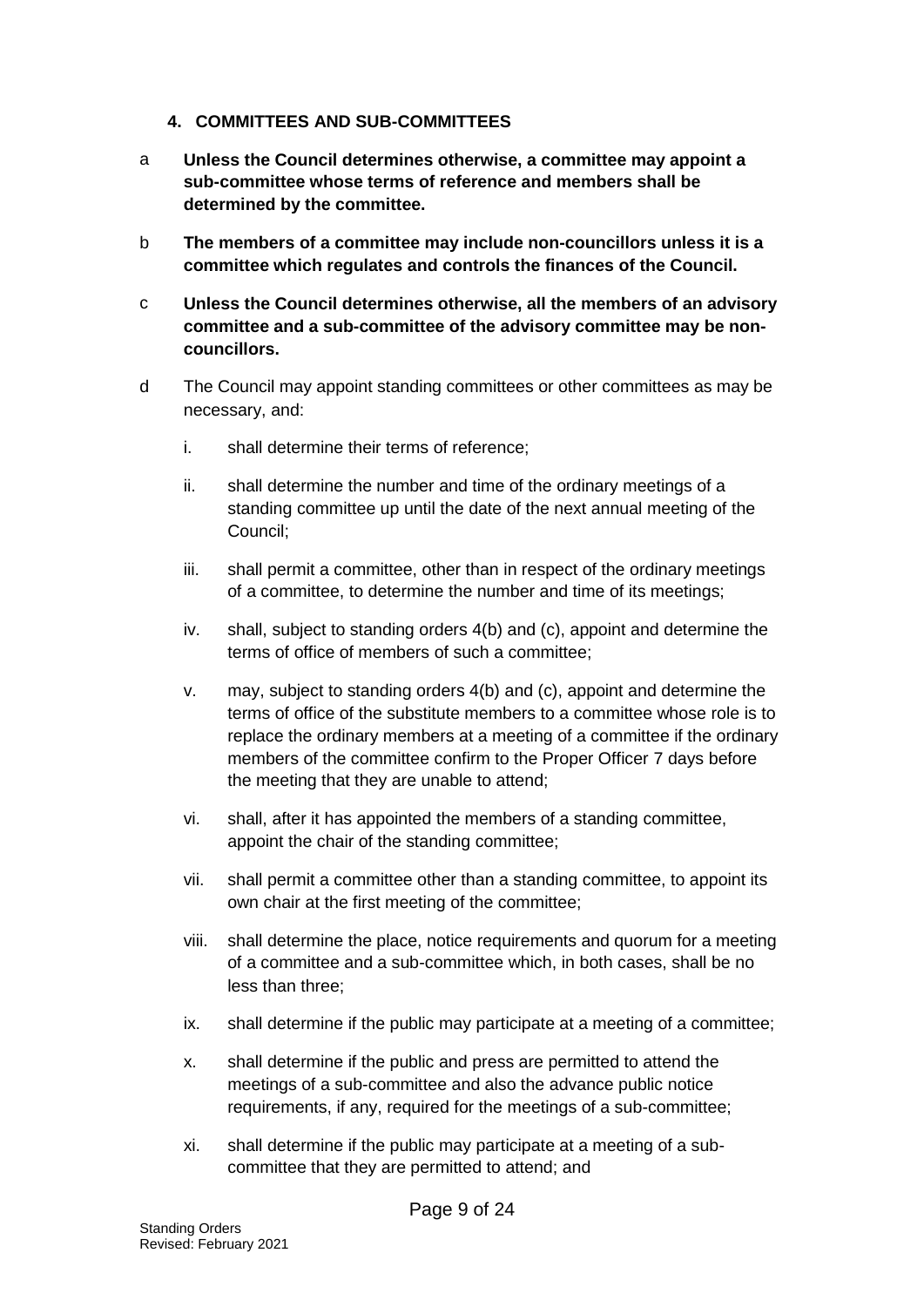## 4. COMMITTEES AND SUB-COMMITTEES

a **Unless the Council determines otherwise, a committee may appoint a sub-committee whose terms of reference and members shall be determined by the committee.**

b **The members of a committee may include non-councillors unless it is a committee which regulates and controls the finances of the Council.**

c **Unless the Council determines otherwise, all the members of an advisory committee and a sub-committee of the advisory committee may be non-councillors.**

d The Council may appoint standing committees or other committees as may be necessary, and:

i. shall determine their terms of reference;

ii. shall determine the number and time of the ordinary meetings of a standing committee up until the date of the next annual meeting of the Council;

iii. shall permit a committee, other than in respect of the ordinary meetings of a committee, to determine the number and time of its meetings;

iv. shall, subject to standing orders 4(b) and (c), appoint and determine the terms of office of members of such a committee;

v. may, subject to standing orders 4(b) and (c), appoint and determine the terms of office of the substitute members to a committee whose role is to replace the ordinary members at a meeting of a committee if the ordinary members of the committee confirm to the Proper Officer 7 days before the meeting that they are unable to attend;

vi. shall, after it has appointed the members of a standing committee, appoint the chair of the standing committee;

vii. shall permit a committee other than a standing committee, to appoint its own chair at the first meeting of the committee;

viii. shall determine the place, notice requirements and quorum for a meeting of a committee and a sub-committee which, in both cases, shall be no less than three;

ix. shall determine if the public may participate at a meeting of a committee;

x. shall determine if the public and press are permitted to attend the meetings of a sub-committee and also the advance public notice requirements, if any, required for the meetings of a sub-committee;

xi. shall determine if the public may participate at a meeting of a sub-committee that they are permitted to attend; and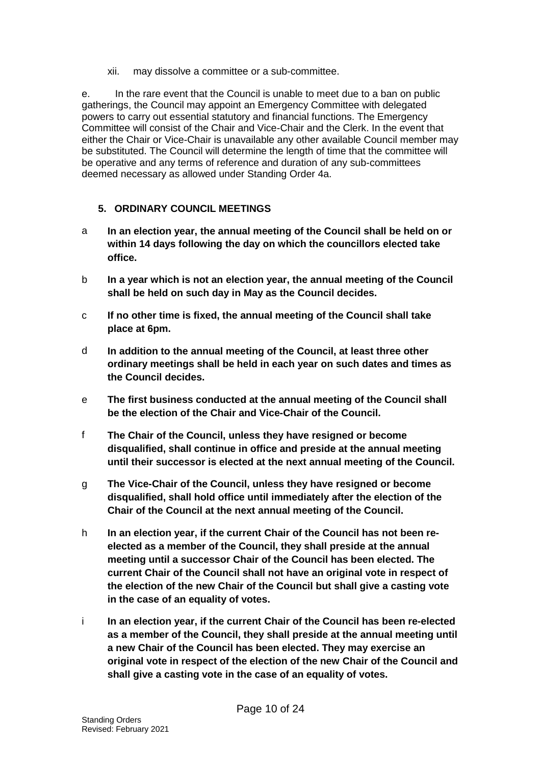xii. may dissolve a committee or a sub-committee.

e. In the rare event that the Council is unable to meet due to a ban on public gatherings, the Council may appoint an Emergency Committee with delegated powers to carry out essential statutory and financial functions. The Emergency Committee will consist of the Chair and Vice-Chair and the Clerk. In the event that either the Chair or Vice-Chair is unavailable any other available Council member may be substituted. The Council will determine the length of time that the committee will be operative and any terms of reference and duration of any sub-committees deemed necessary as allowed under Standing Order 4a.

## 5. ORDINARY COUNCIL MEETINGS

a **In an election year, the annual meeting of the Council shall be held on or within 14 days following the day on which the councillors elected take office.**

b **In a year which is not an election year, the annual meeting of the Council shall be held on such day in May as the Council decides.**

c **If no other time is fixed, the annual meeting of the Council shall take place at 6pm.**

d **In addition to the annual meeting of the Council, at least three other ordinary meetings shall be held in each year on such dates and times as the Council decides.**

e **The first business conducted at the annual meeting of the Council shall be the election of the Chair and Vice-Chair of the Council.**

f **The Chair of the Council, unless they have resigned or become disqualified, shall continue in office and preside at the annual meeting until their successor is elected at the next annual meeting of the Council.**

g **The Vice-Chair of the Council, unless they have resigned or become disqualified, shall hold office until immediately after the election of the Chair of the Council at the next annual meeting of the Council.**

h **In an election year, if the current Chair of the Council has not been re-elected as a member of the Council, they shall preside at the annual meeting until a successor Chair of the Council has been elected. The current Chair of the Council shall not have an original vote in respect of the election of the new Chair of the Council but shall give a casting vote in the case of an equality of votes.**

i **In an election year, if the current Chair of the Council has been re-elected as a member of the Council, they shall preside at the annual meeting until a new Chair of the Council has been elected. They may exercise an original vote in respect of the election of the new Chair of the Council and shall give a casting vote in the case of an equality of votes.**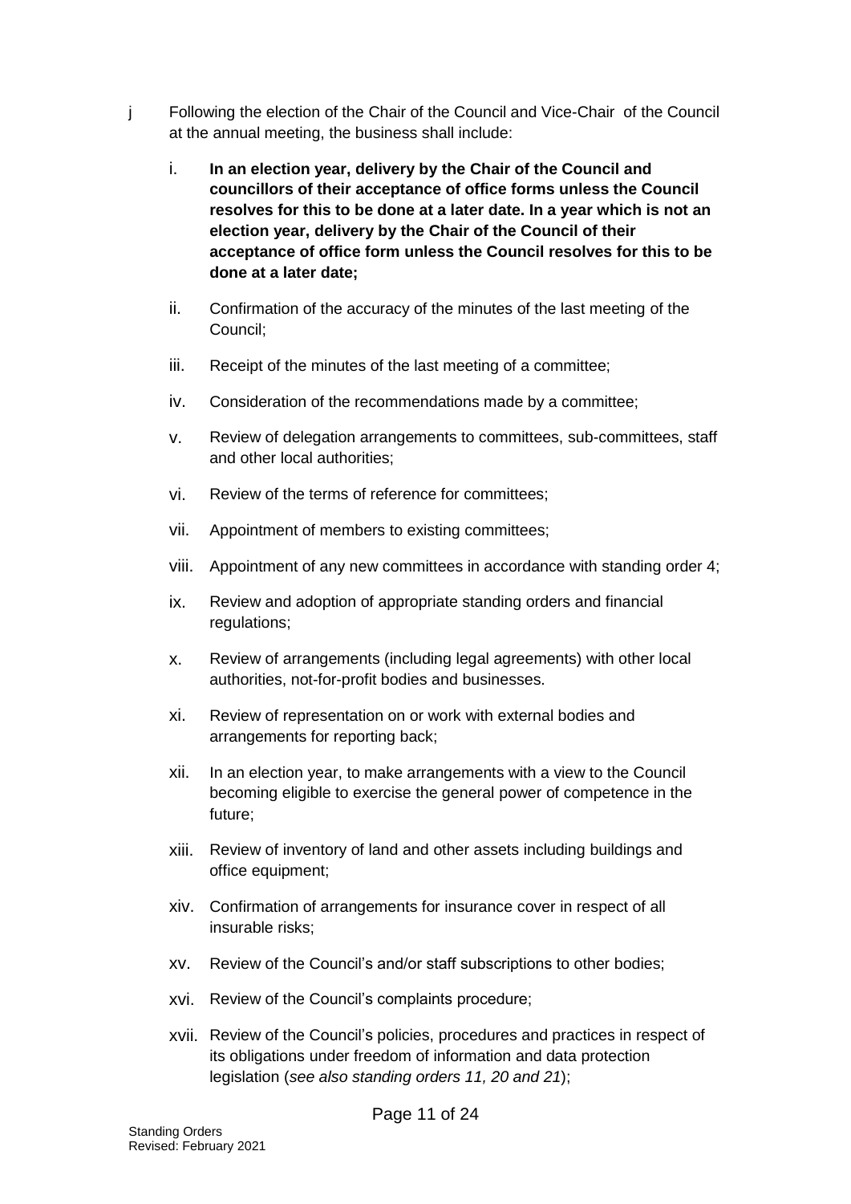j Following the election of the Chair of the Council and Vice-Chair of the Council at the annual meeting, the business shall include:

   i. **In an election year, delivery by the Chair of the Council and councillors of their acceptance of office forms unless the Council resolves for this to be done at a later date. In a year which is not an election year, delivery by the Chair of the Council of their acceptance of office form unless the Council resolves for this to be done at a later date;**

   ii. Confirmation of the accuracy of the minutes of the last meeting of the Council;

   iii. Receipt of the minutes of the last meeting of a committee;

   iv. Consideration of the recommendations made by a committee;

   v. Review of delegation arrangements to committees, sub-committees, staff and other local authorities;

   vi. Review of the terms of reference for committees;

   vii. Appointment of members to existing committees;

   viii. Appointment of any new committees in accordance with standing order 4;

   ix. Review and adoption of appropriate standing orders and financial regulations;

   x. Review of arrangements (including legal agreements) with other local authorities, not-for-profit bodies and businesses.

   xi. Review of representation on or work with external bodies and arrangements for reporting back;

   xii. In an election year, to make arrangements with a view to the Council becoming eligible to exercise the general power of competence in the future;

   xiii. Review of inventory of land and other assets including buildings and office equipment;

   xiv. Confirmation of arrangements for insurance cover in respect of all insurable risks;

   xv. Review of the Council's and/or staff subscriptions to other bodies;

   xvi. Review of the Council's complaints procedure;

   xvii. Review of the Council's policies, procedures and practices in respect of its obligations under freedom of information and data protection legislation (*see also standing orders 11, 20 and 21*);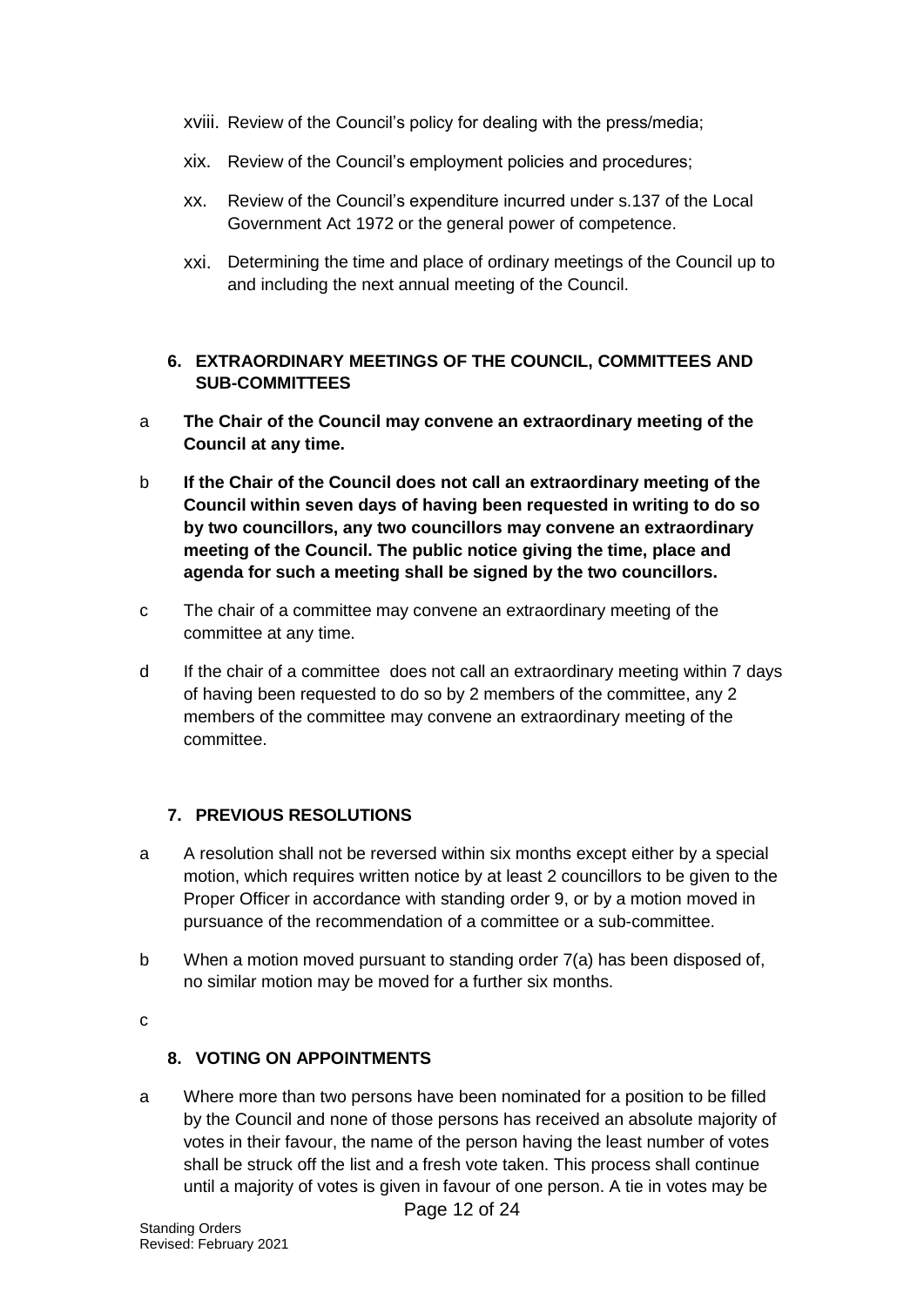xviii. Review of the Council's policy for dealing with the press/media;

xix. Review of the Council's employment policies and procedures;

xx. Review of the Council's expenditure incurred under s.137 of the Local Government Act 1972 or the general power of competence.

xxi. Determining the time and place of ordinary meetings of the Council up to and including the next annual meeting of the Council.

## 6. EXTRAORDINARY MEETINGS OF THE COUNCIL, COMMITTEES AND SUB-COMMITTEES

a **The Chair of the Council may convene an extraordinary meeting of the Council at any time.**

b **If the Chair of the Council does not call an extraordinary meeting of the Council within seven days of having been requested in writing to do so by two councillors, any two councillors may convene an extraordinary meeting of the Council. The public notice giving the time, place and agenda for such a meeting shall be signed by the two councillors.**

c The chair of a committee may convene an extraordinary meeting of the committee at any time.

d If the chair of a committee does not call an extraordinary meeting within 7 days of having been requested to do so by 2 members of the committee, any 2 members of the committee may convene an extraordinary meeting of the committee.

## 7. PREVIOUS RESOLUTIONS

a A resolution shall not be reversed within six months except either by a special motion, which requires written notice by at least 2 councillors to be given to the Proper Officer in accordance with standing order 9, or by a motion moved in pursuance of the recommendation of a committee or a sub-committee.

b When a motion moved pursuant to standing order 7(a) has been disposed of, no similar motion may be moved for a further six months.

c

## 8. VOTING ON APPOINTMENTS

a Where more than two persons have been nominated for a position to be filled by the Council and none of those persons has received an absolute majority of votes in their favour, the name of the person having the least number of votes shall be struck off the list and a fresh vote taken. This process shall continue until a majority of votes is given in favour of one person. A tie in votes may be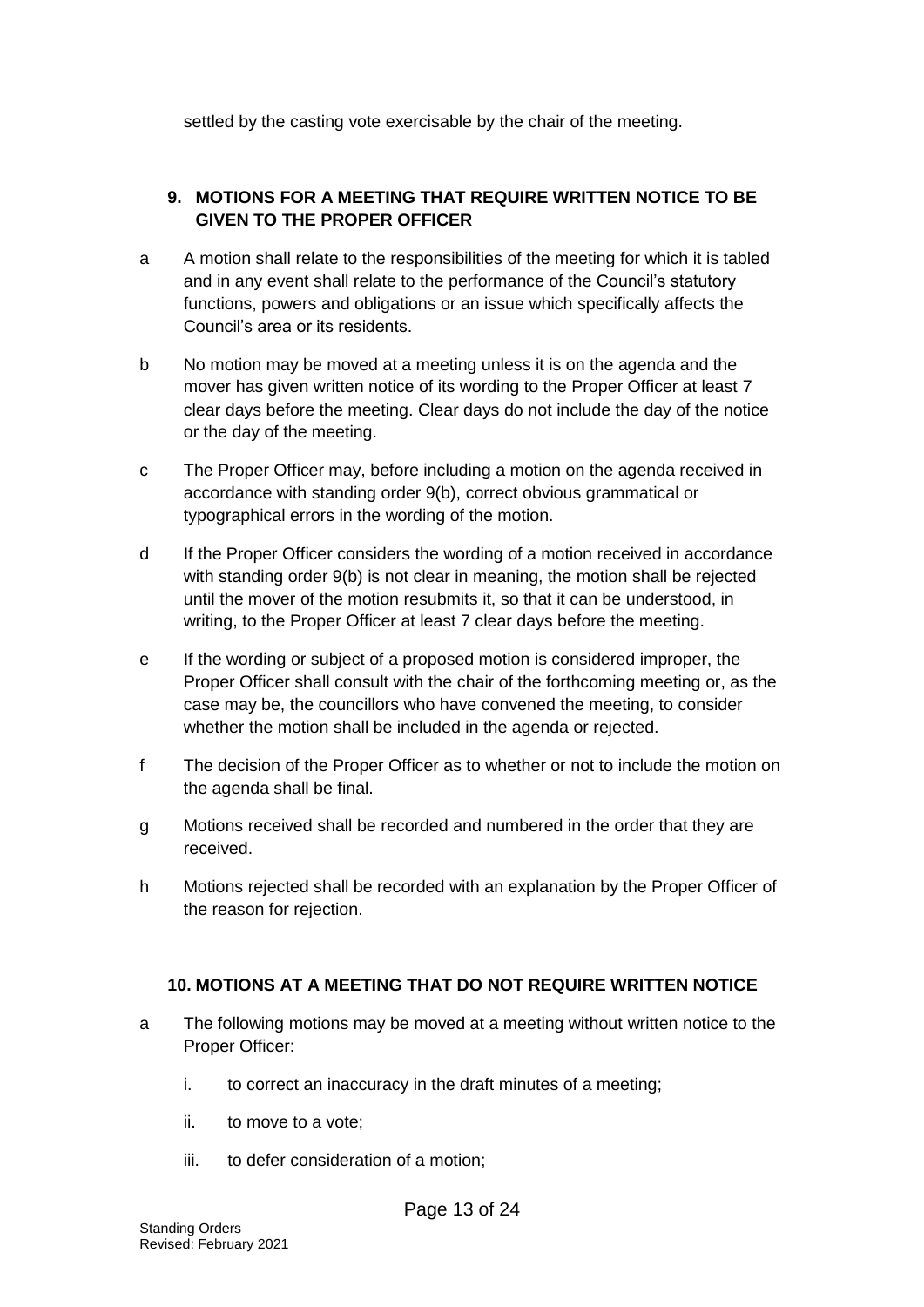settled by the casting vote exercisable by the chair of the meeting.

## 9. MOTIONS FOR A MEETING THAT REQUIRE WRITTEN NOTICE TO BE GIVEN TO THE PROPER OFFICER

a A motion shall relate to the responsibilities of the meeting for which it is tabled and in any event shall relate to the performance of the Council's statutory functions, powers and obligations or an issue which specifically affects the Council's area or its residents.

b No motion may be moved at a meeting unless it is on the agenda and the mover has given written notice of its wording to the Proper Officer at least 7 clear days before the meeting. Clear days do not include the day of the notice or the day of the meeting.

c The Proper Officer may, before including a motion on the agenda received in accordance with standing order 9(b), correct obvious grammatical or typographical errors in the wording of the motion.

d If the Proper Officer considers the wording of a motion received in accordance with standing order 9(b) is not clear in meaning, the motion shall be rejected until the mover of the motion resubmits it, so that it can be understood, in writing, to the Proper Officer at least 7 clear days before the meeting.

e If the wording or subject of a proposed motion is considered improper, the Proper Officer shall consult with the chair of the forthcoming meeting or, as the case may be, the councillors who have convened the meeting, to consider whether the motion shall be included in the agenda or rejected.

f The decision of the Proper Officer as to whether or not to include the motion on the agenda shall be final.

g Motions received shall be recorded and numbered in the order that they are received.

h Motions rejected shall be recorded with an explanation by the Proper Officer of the reason for rejection.

## 10. MOTIONS AT A MEETING THAT DO NOT REQUIRE WRITTEN NOTICE

a The following motions may be moved at a meeting without written notice to the Proper Officer:

   i. to correct an inaccuracy in the draft minutes of a meeting;

   ii. to move to a vote;

   iii. to defer consideration of a motion;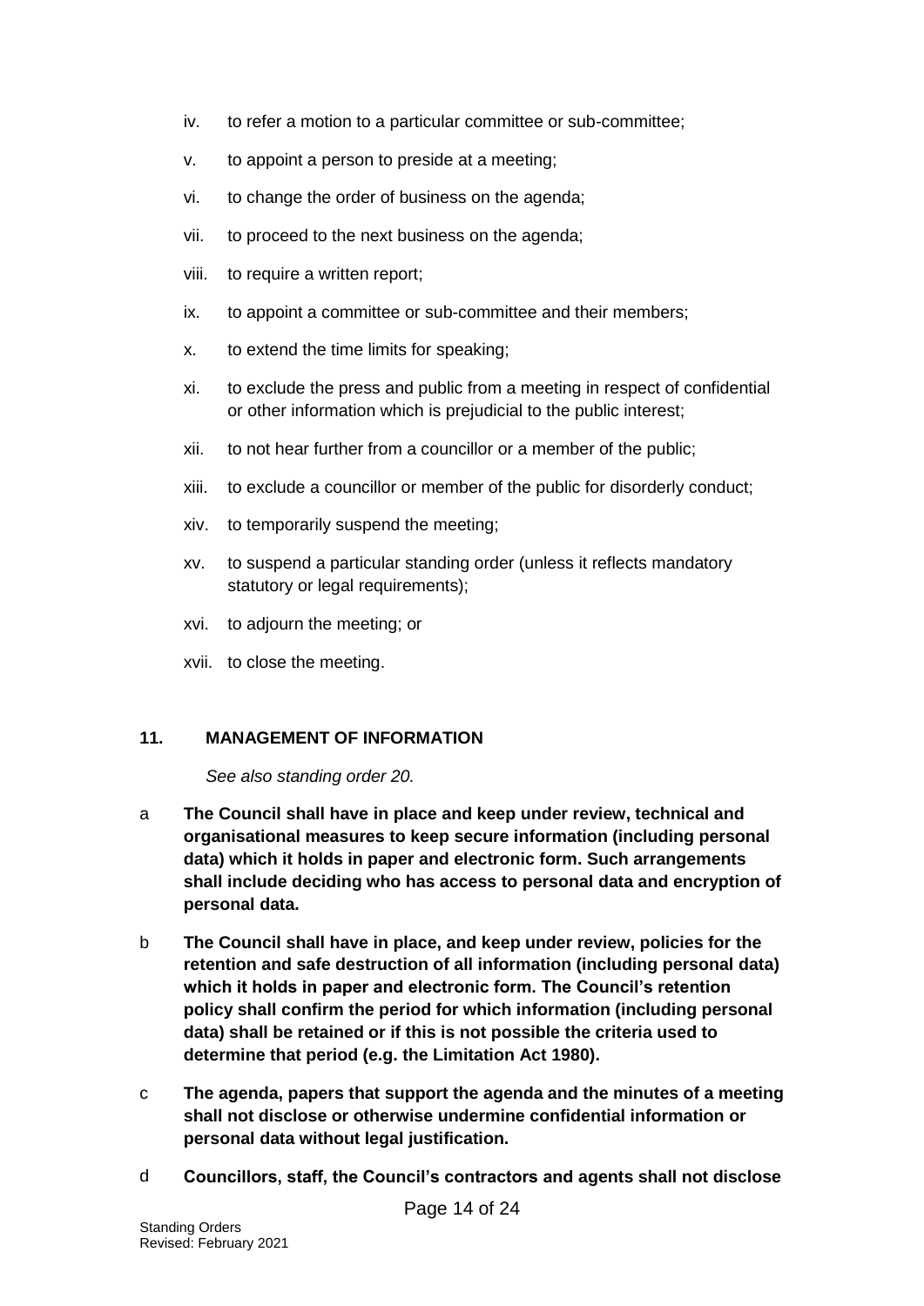iv. to refer a motion to a particular committee or sub-committee;

v. to appoint a person to preside at a meeting;

vi. to change the order of business on the agenda;

vii. to proceed to the next business on the agenda;

viii. to require a written report;

ix. to appoint a committee or sub-committee and their members;

x. to extend the time limits for speaking;

xi. to exclude the press and public from a meeting in respect of confidential or other information which is prejudicial to the public interest;

xii. to not hear further from a councillor or a member of the public;

xiii. to exclude a councillor or member of the public for disorderly conduct;

xiv. to temporarily suspend the meeting;

xv. to suspend a particular standing order (unless it reflects mandatory statutory or legal requirements);

xvi. to adjourn the meeting; or

xvii. to close the meeting.

## 11. MANAGEMENT OF INFORMATION

*See also standing order 20.*

a **The Council shall have in place and keep under review, technical and organisational measures to keep secure information (including personal data) which it holds in paper and electronic form. Such arrangements shall include deciding who has access to personal data and encryption of personal data.**

b **The Council shall have in place, and keep under review, policies for the retention and safe destruction of all information (including personal data) which it holds in paper and electronic form. The Council's retention policy shall confirm the period for which information (including personal data) shall be retained or if this is not possible the criteria used to determine that period (e.g. the Limitation Act 1980).**

c **The agenda, papers that support the agenda and the minutes of a meeting shall not disclose or otherwise undermine confidential information or personal data without legal justification.**

d **Councillors, staff, the Council's contractors and agents shall not disclose**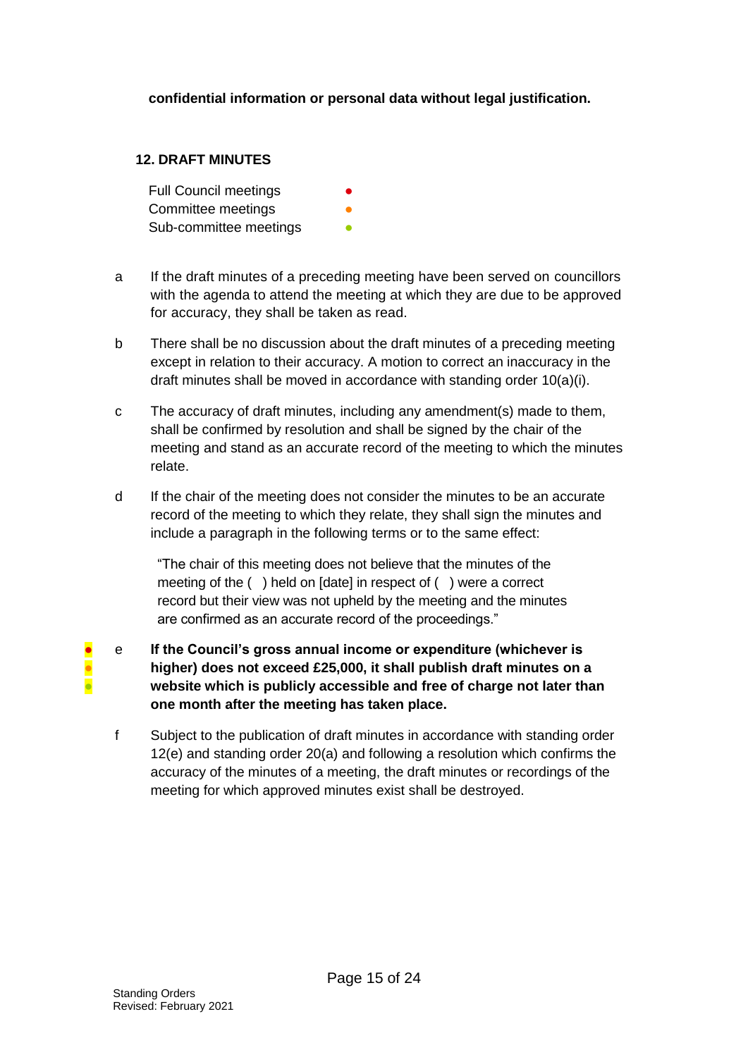**confidential information or personal data without legal justification.**

## 12. DRAFT MINUTES

| | |
|---|---|
| Full Council meetings | ● |
| Committee meetings | ● |
| Sub-committee meetings | ● |

a If the draft minutes of a preceding meeting have been served on councillors with the agenda to attend the meeting at which they are due to be approved for accuracy, they shall be taken as read.

b There shall be no discussion about the draft minutes of a preceding meeting except in relation to their accuracy. A motion to correct an inaccuracy in the draft minutes shall be moved in accordance with standing order 10(a)(i).

c The accuracy of draft minutes, including any amendment(s) made to them, shall be confirmed by resolution and shall be signed by the chair of the meeting and stand as an accurate record of the meeting to which the minutes relate.

d If the chair of the meeting does not consider the minutes to be an accurate record of the meeting to which they relate, they shall sign the minutes and include a paragraph in the following terms or to the same effect:

> "The chair of this meeting does not believe that the minutes of the meeting of the ( ) held on [date] in respect of ( ) were a correct record but their view was not upheld by the meeting and the minutes are confirmed as an accurate record of the proceedings."

●●● e **If the Council's gross annual income or expenditure (whichever is higher) does not exceed £25,000, it shall publish draft minutes on a website which is publicly accessible and free of charge not later than one month after the meeting has taken place.**

f Subject to the publication of draft minutes in accordance with standing order 12(e) and standing order 20(a) and following a resolution which confirms the accuracy of the minutes of a meeting, the draft minutes or recordings of the meeting for which approved minutes exist shall be destroyed.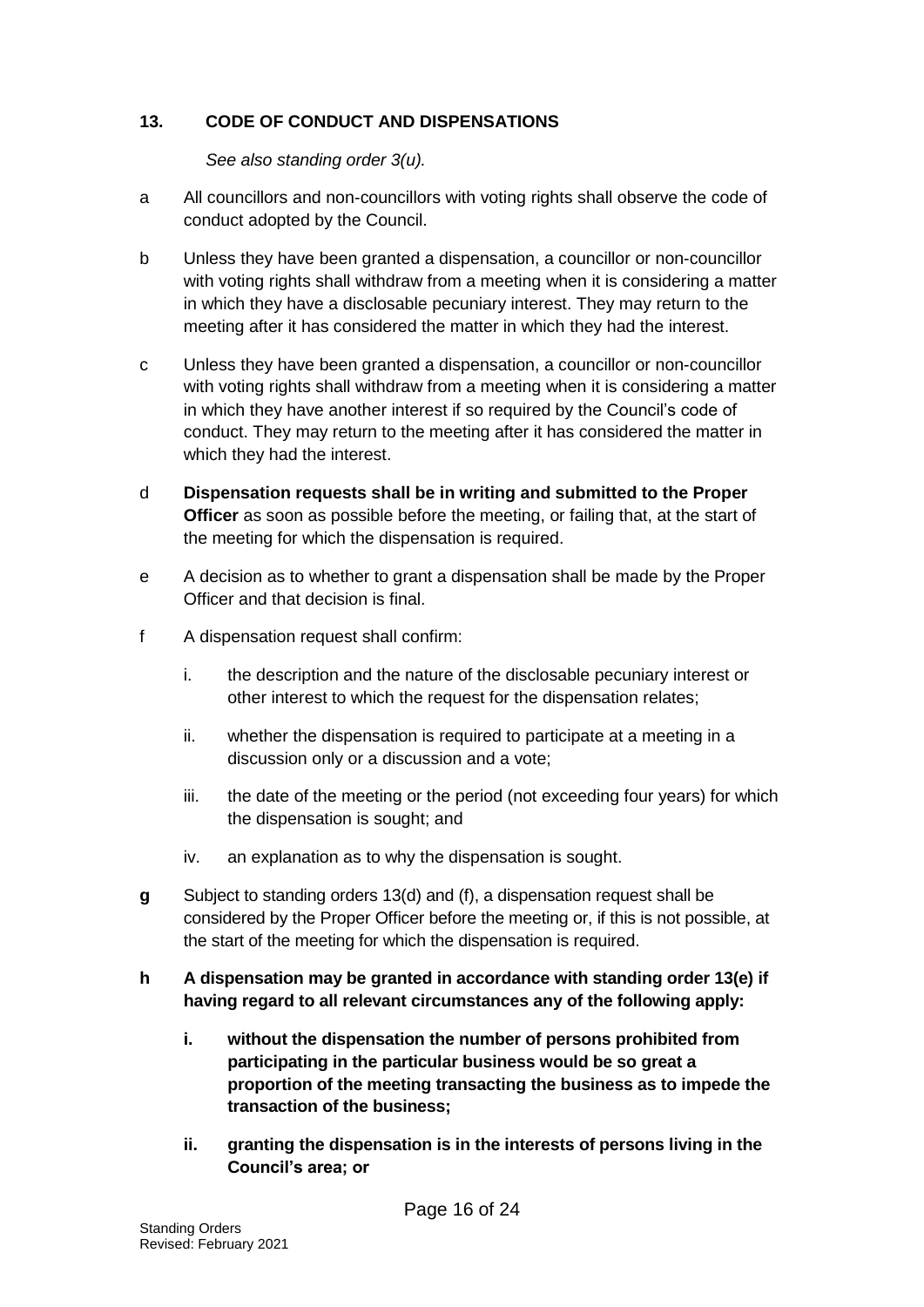## 13. CODE OF CONDUCT AND DISPENSATIONS

*See also standing order 3(u).*

a All councillors and non-councillors with voting rights shall observe the code of conduct adopted by the Council.

b Unless they have been granted a dispensation, a councillor or non-councillor with voting rights shall withdraw from a meeting when it is considering a matter in which they have a disclosable pecuniary interest. They may return to the meeting after it has considered the matter in which they had the interest.

c Unless they have been granted a dispensation, a councillor or non-councillor with voting rights shall withdraw from a meeting when it is considering a matter in which they have another interest if so required by the Council's code of conduct. They may return to the meeting after it has considered the matter in which they had the interest.

d **Dispensation requests shall be in writing and submitted to the Proper Officer** as soon as possible before the meeting, or failing that, at the start of the meeting for which the dispensation is required.

e A decision as to whether to grant a dispensation shall be made by the Proper Officer and that decision is final.

f A dispensation request shall confirm:

   i. the description and the nature of the disclosable pecuniary interest or other interest to which the request for the dispensation relates;

   ii. whether the dispensation is required to participate at a meeting in a discussion only or a discussion and a vote;

   iii. the date of the meeting or the period (not exceeding four years) for which the dispensation is sought; and

   iv. an explanation as to why the dispensation is sought.

**g** Subject to standing orders 13(d) and (f), a dispensation request shall be considered by the Proper Officer before the meeting or, if this is not possible, at the start of the meeting for which the dispensation is required.

**h A dispensation may be granted in accordance with standing order 13(e) if having regard to all relevant circumstances any of the following apply:**

   **i. without the dispensation the number of persons prohibited from participating in the particular business would be so great a proportion of the meeting transacting the business as to impede the transaction of the business;**

   **ii. granting the dispensation is in the interests of persons living in the Council's area; or**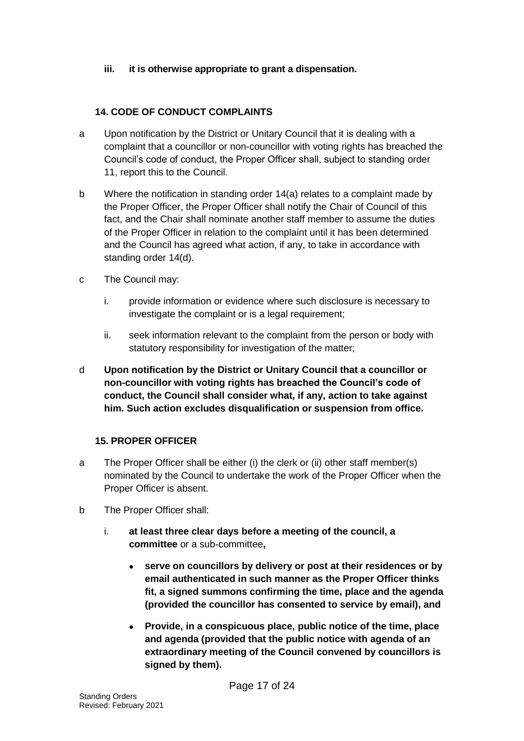**iii. it is otherwise appropriate to grant a dispensation.**

### 14. CODE OF CONDUCT COMPLAINTS

a Upon notification by the District or Unitary Council that it is dealing with a complaint that a councillor or non-councillor with voting rights has breached the Council's code of conduct, the Proper Officer shall, subject to standing order 11, report this to the Council.

b Where the notification in standing order 14(a) relates to a complaint made by the Proper Officer, the Proper Officer shall notify the Chair of Council of this fact, and the Chair shall nominate another staff member to assume the duties of the Proper Officer in relation to the complaint until it has been determined and the Council has agreed what action, if any, to take in accordance with standing order 14(d).

c The Council may:

   i. provide information or evidence where such disclosure is necessary to investigate the complaint or is a legal requirement;

   ii. seek information relevant to the complaint from the person or body with statutory responsibility for investigation of the matter;

d **Upon notification by the District or Unitary Council that a councillor or non-councillor with voting rights has breached the Council's code of conduct, the Council shall consider what, if any, action to take against him. Such action excludes disqualification or suspension from office.**

### 15. PROPER OFFICER

a The Proper Officer shall be either (i) the clerk or (ii) other staff member(s) nominated by the Council to undertake the work of the Proper Officer when the Proper Officer is absent.

b The Proper Officer shall:

   i. **at least three clear days before a meeting of the council, a committee** or a sub-committee**,**

   - **serve on councillors by delivery or post at their residences or by email authenticated in such manner as the Proper Officer thinks fit, a signed summons confirming the time, place and the agenda (provided the councillor has consented to service by email), and**
   - **Provide, in a conspicuous place, public notice of the time, place and agenda (provided that the public notice with agenda of an extraordinary meeting of the Council convened by councillors is signed by them).**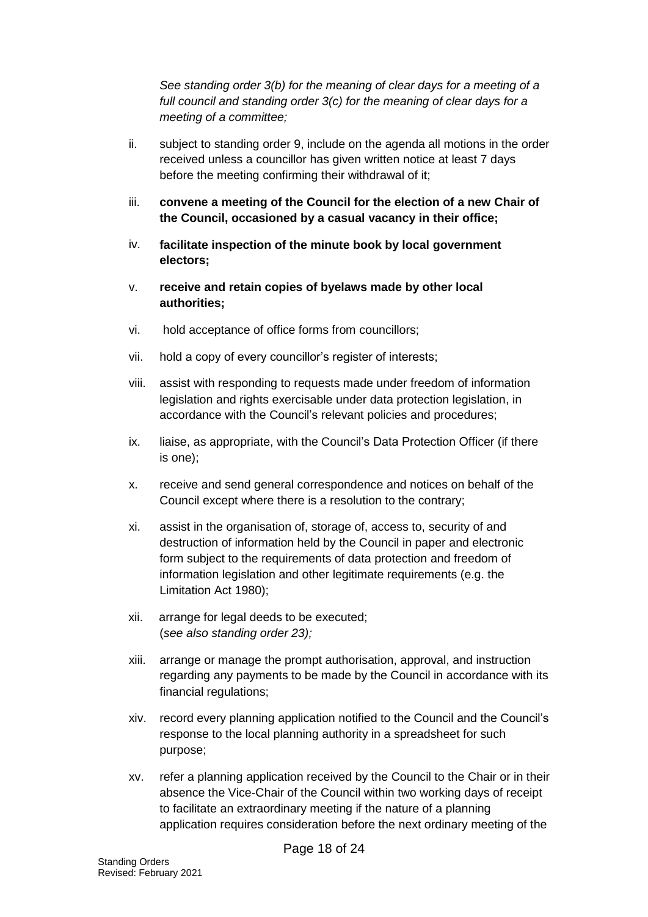*See standing order 3(b) for the meaning of clear days for a meeting of a full council and standing order 3(c) for the meaning of clear days for a meeting of a committee;*

ii. subject to standing order 9, include on the agenda all motions in the order received unless a councillor has given written notice at least 7 days before the meeting confirming their withdrawal of it;

iii. **convene a meeting of the Council for the election of a new Chair of the Council, occasioned by a casual vacancy in their office;**

iv. **facilitate inspection of the minute book by local government electors;**

v. **receive and retain copies of byelaws made by other local authorities;**

vi. hold acceptance of office forms from councillors;

vii. hold a copy of every councillor's register of interests;

viii. assist with responding to requests made under freedom of information legislation and rights exercisable under data protection legislation, in accordance with the Council's relevant policies and procedures;

ix. liaise, as appropriate, with the Council's Data Protection Officer (if there is one);

x. receive and send general correspondence and notices on behalf of the Council except where there is a resolution to the contrary;

xi. assist in the organisation of, storage of, access to, security of and destruction of information held by the Council in paper and electronic form subject to the requirements of data protection and freedom of information legislation and other legitimate requirements (e.g. the Limitation Act 1980);

xii. arrange for legal deeds to be executed;
(*see also standing order 23);*

xiii. arrange or manage the prompt authorisation, approval, and instruction regarding any payments to be made by the Council in accordance with its financial regulations;

xiv. record every planning application notified to the Council and the Council's response to the local planning authority in a spreadsheet for such purpose;

xv. refer a planning application received by the Council to the Chair or in their absence the Vice-Chair of the Council within two working days of receipt to facilitate an extraordinary meeting if the nature of a planning application requires consideration before the next ordinary meeting of the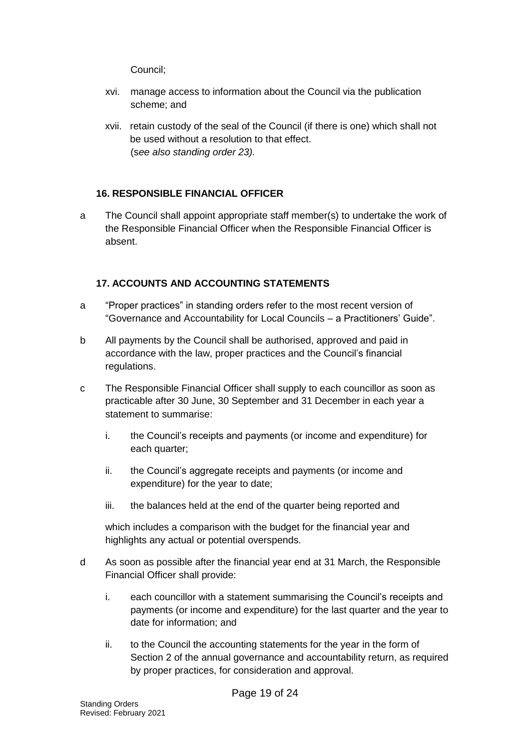Council;

xvi. manage access to information about the Council via the publication scheme; and

xvii. retain custody of the seal of the Council (if there is one) which shall not be used without a resolution to that effect.
(s*ee also standing order 23).*

### 16. RESPONSIBLE FINANCIAL OFFICER

a The Council shall appoint appropriate staff member(s) to undertake the work of the Responsible Financial Officer when the Responsible Financial Officer is absent.

### 17. ACCOUNTS AND ACCOUNTING STATEMENTS

a "Proper practices" in standing orders refer to the most recent version of "Governance and Accountability for Local Councils – a Practitioners' Guide".

b All payments by the Council shall be authorised, approved and paid in accordance with the law, proper practices and the Council's financial regulations.

c The Responsible Financial Officer shall supply to each councillor as soon as practicable after 30 June, 30 September and 31 December in each year a statement to summarise:

i. the Council's receipts and payments (or income and expenditure) for each quarter;

ii. the Council's aggregate receipts and payments (or income and expenditure) for the year to date;

iii. the balances held at the end of the quarter being reported and

which includes a comparison with the budget for the financial year and highlights any actual or potential overspends.

d As soon as possible after the financial year end at 31 March, the Responsible Financial Officer shall provide:

i. each councillor with a statement summarising the Council's receipts and payments (or income and expenditure) for the last quarter and the year to date for information; and

ii. to the Council the accounting statements for the year in the form of Section 2 of the annual governance and accountability return, as required by proper practices, for consideration and approval.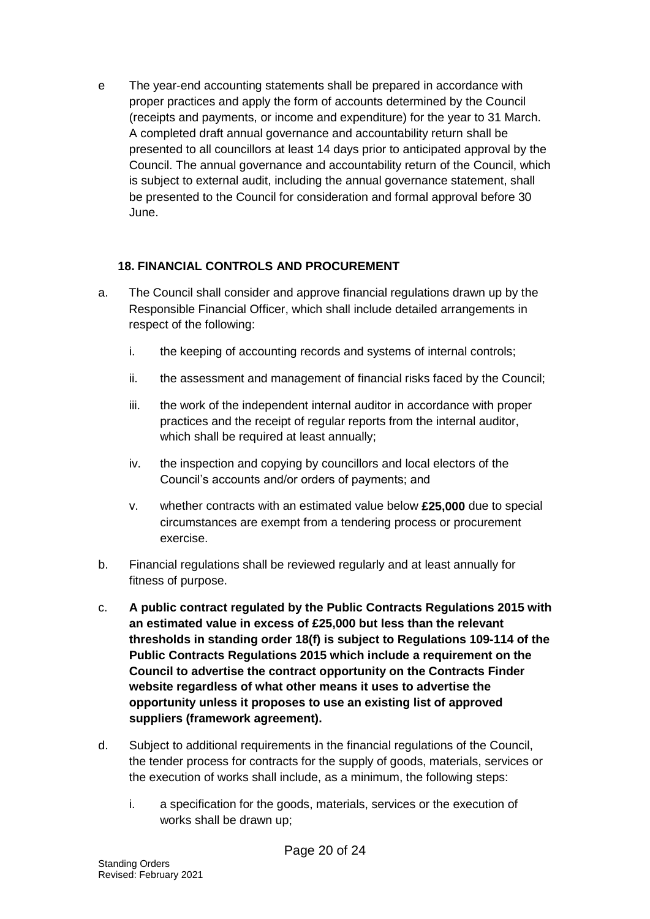e The year-end accounting statements shall be prepared in accordance with proper practices and apply the form of accounts determined by the Council (receipts and payments, or income and expenditure) for the year to 31 March. A completed draft annual governance and accountability return shall be presented to all councillors at least 14 days prior to anticipated approval by the Council. The annual governance and accountability return of the Council, which is subject to external audit, including the annual governance statement, shall be presented to the Council for consideration and formal approval before 30 June.

### 18. FINANCIAL CONTROLS AND PROCUREMENT

a. The Council shall consider and approve financial regulations drawn up by the Responsible Financial Officer, which shall include detailed arrangements in respect of the following:

   i. the keeping of accounting records and systems of internal controls;

   ii. the assessment and management of financial risks faced by the Council;

   iii. the work of the independent internal auditor in accordance with proper practices and the receipt of regular reports from the internal auditor, which shall be required at least annually;

   iv. the inspection and copying by councillors and local electors of the Council's accounts and/or orders of payments; and

   v. whether contracts with an estimated value below **£25,000** due to special circumstances are exempt from a tendering process or procurement exercise.

b. Financial regulations shall be reviewed regularly and at least annually for fitness of purpose.

c. **A public contract regulated by the Public Contracts Regulations 2015 with an estimated value in excess of £25,000 but less than the relevant thresholds in standing order 18(f) is subject to Regulations 109-114 of the Public Contracts Regulations 2015 which include a requirement on the Council to advertise the contract opportunity on the Contracts Finder website regardless of what other means it uses to advertise the opportunity unless it proposes to use an existing list of approved suppliers (framework agreement).**

d. Subject to additional requirements in the financial regulations of the Council, the tender process for contracts for the supply of goods, materials, services or the execution of works shall include, as a minimum, the following steps:

   i. a specification for the goods, materials, services or the execution of works shall be drawn up;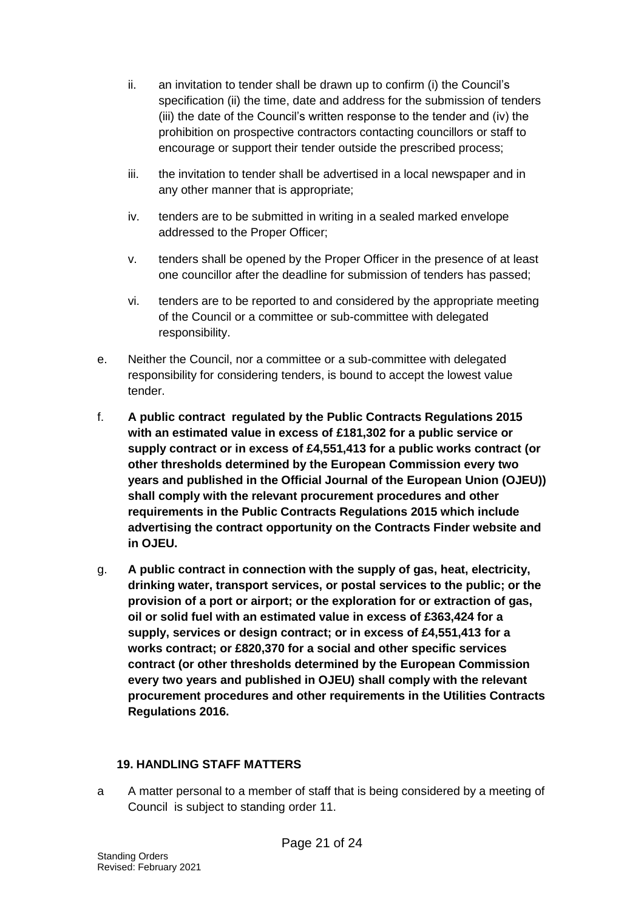ii. an invitation to tender shall be drawn up to confirm (i) the Council's specification (ii) the time, date and address for the submission of tenders (iii) the date of the Council's written response to the tender and (iv) the prohibition on prospective contractors contacting councillors or staff to encourage or support their tender outside the prescribed process;

iii. the invitation to tender shall be advertised in a local newspaper and in any other manner that is appropriate;

iv. tenders are to be submitted in writing in a sealed marked envelope addressed to the Proper Officer;

v. tenders shall be opened by the Proper Officer in the presence of at least one councillor after the deadline for submission of tenders has passed;

vi. tenders are to be reported to and considered by the appropriate meeting of the Council or a committee or sub-committee with delegated responsibility.

e. Neither the Council, nor a committee or a sub-committee with delegated responsibility for considering tenders, is bound to accept the lowest value tender.

f. **A public contract regulated by the Public Contracts Regulations 2015 with an estimated value in excess of £181,302 for a public service or supply contract or in excess of £4,551,413 for a public works contract (or other thresholds determined by the European Commission every two years and published in the Official Journal of the European Union (OJEU)) shall comply with the relevant procurement procedures and other requirements in the Public Contracts Regulations 2015 which include advertising the contract opportunity on the Contracts Finder website and in OJEU.**

g. **A public contract in connection with the supply of gas, heat, electricity, drinking water, transport services, or postal services to the public; or the provision of a port or airport; or the exploration for or extraction of gas, oil or solid fuel with an estimated value in excess of £363,424 for a supply, services or design contract; or in excess of £4,551,413 for a works contract; or £820,370 for a social and other specific services contract (or other thresholds determined by the European Commission every two years and published in OJEU) shall comply with the relevant procurement procedures and other requirements in the Utilities Contracts Regulations 2016.**

## 19. HANDLING STAFF MATTERS

a A matter personal to a member of staff that is being considered by a meeting of Council is subject to standing order 11.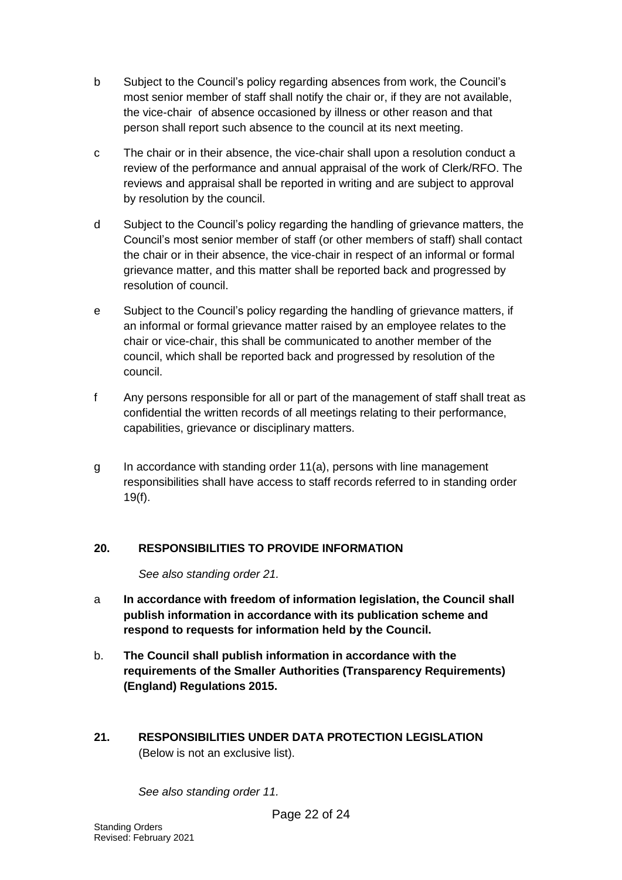b Subject to the Council's policy regarding absences from work, the Council's most senior member of staff shall notify the chair or, if they are not available, the vice-chair of absence occasioned by illness or other reason and that person shall report such absence to the council at its next meeting.

c The chair or in their absence, the vice-chair shall upon a resolution conduct a review of the performance and annual appraisal of the work of Clerk/RFO. The reviews and appraisal shall be reported in writing and are subject to approval by resolution by the council.

d Subject to the Council's policy regarding the handling of grievance matters, the Council's most senior member of staff (or other members of staff) shall contact the chair or in their absence, the vice-chair in respect of an informal or formal grievance matter, and this matter shall be reported back and progressed by resolution of council.

e Subject to the Council's policy regarding the handling of grievance matters, if an informal or formal grievance matter raised by an employee relates to the chair or vice-chair, this shall be communicated to another member of the council, which shall be reported back and progressed by resolution of the council.

f Any persons responsible for all or part of the management of staff shall treat as confidential the written records of all meetings relating to their performance, capabilities, grievance or disciplinary matters.

g In accordance with standing order 11(a), persons with line management responsibilities shall have access to staff records referred to in standing order 19(f).

## 20. RESPONSIBILITIES TO PROVIDE INFORMATION

*See also standing order 21.*

a **In accordance with freedom of information legislation, the Council shall publish information in accordance with its publication scheme and respond to requests for information held by the Council.**

b. **The Council shall publish information in accordance with the requirements of the Smaller Authorities (Transparency Requirements) (England) Regulations 2015.**

## 21. RESPONSIBILITIES UNDER DATA PROTECTION LEGISLATION

(Below is not an exclusive list).

*See also standing order 11.*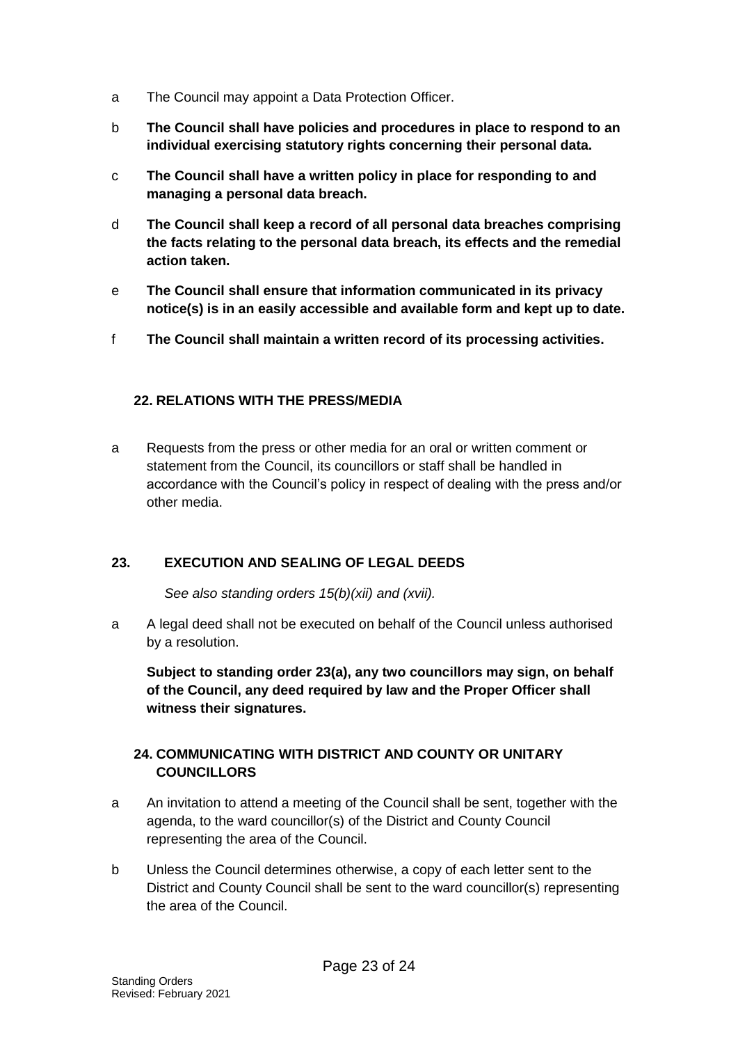a The Council may appoint a Data Protection Officer.

b **The Council shall have policies and procedures in place to respond to an individual exercising statutory rights concerning their personal data.**

c **The Council shall have a written policy in place for responding to and managing a personal data breach.**

d **The Council shall keep a record of all personal data breaches comprising the facts relating to the personal data breach, its effects and the remedial action taken.**

e **The Council shall ensure that information communicated in its privacy notice(s) is in an easily accessible and available form and kept up to date.**

f **The Council shall maintain a written record of its processing activities.**

## 22. RELATIONS WITH THE PRESS/MEDIA

a Requests from the press or other media for an oral or written comment or statement from the Council, its councillors or staff shall be handled in accordance with the Council's policy in respect of dealing with the press and/or other media.

## 23. EXECUTION AND SEALING OF LEGAL DEEDS

*See also standing orders 15(b)(xii) and (xvii).*

a A legal deed shall not be executed on behalf of the Council unless authorised by a resolution.

**Subject to standing order 23(a), any two councillors may sign, on behalf of the Council, any deed required by law and the Proper Officer shall witness their signatures.**

## 24. COMMUNICATING WITH DISTRICT AND COUNTY OR UNITARY COUNCILLORS

a An invitation to attend a meeting of the Council shall be sent, together with the agenda, to the ward councillor(s) of the District and County Council representing the area of the Council.

b Unless the Council determines otherwise, a copy of each letter sent to the District and County Council shall be sent to the ward councillor(s) representing the area of the Council.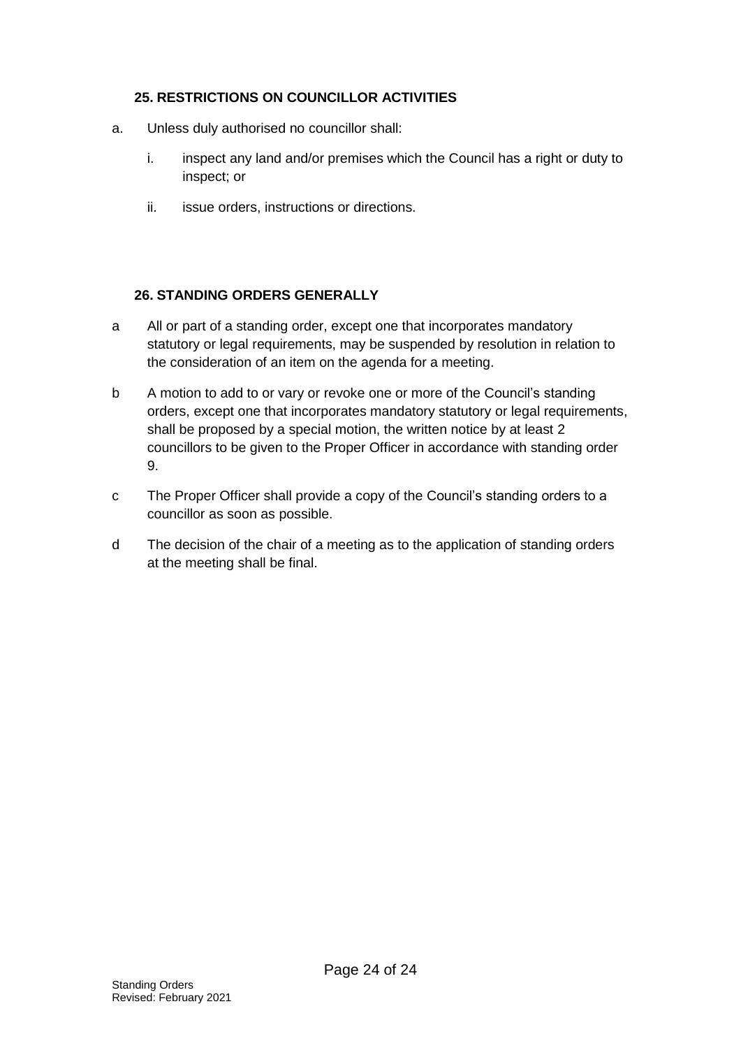## 25. RESTRICTIONS ON COUNCILLOR ACTIVITIES

a. Unless duly authorised no councillor shall:

   i. inspect any land and/or premises which the Council has a right or duty to inspect; or

   ii. issue orders, instructions or directions.

## 26. STANDING ORDERS GENERALLY

a All or part of a standing order, except one that incorporates mandatory statutory or legal requirements, may be suspended by resolution in relation to the consideration of an item on the agenda for a meeting.

b A motion to add to or vary or revoke one or more of the Council's standing orders, except one that incorporates mandatory statutory or legal requirements, shall be proposed by a special motion, the written notice by at least 2 councillors to be given to the Proper Officer in accordance with standing order 9.

c The Proper Officer shall provide a copy of the Council's standing orders to a councillor as soon as possible.

d The decision of the chair of a meeting as to the application of standing orders at the meeting shall be final.